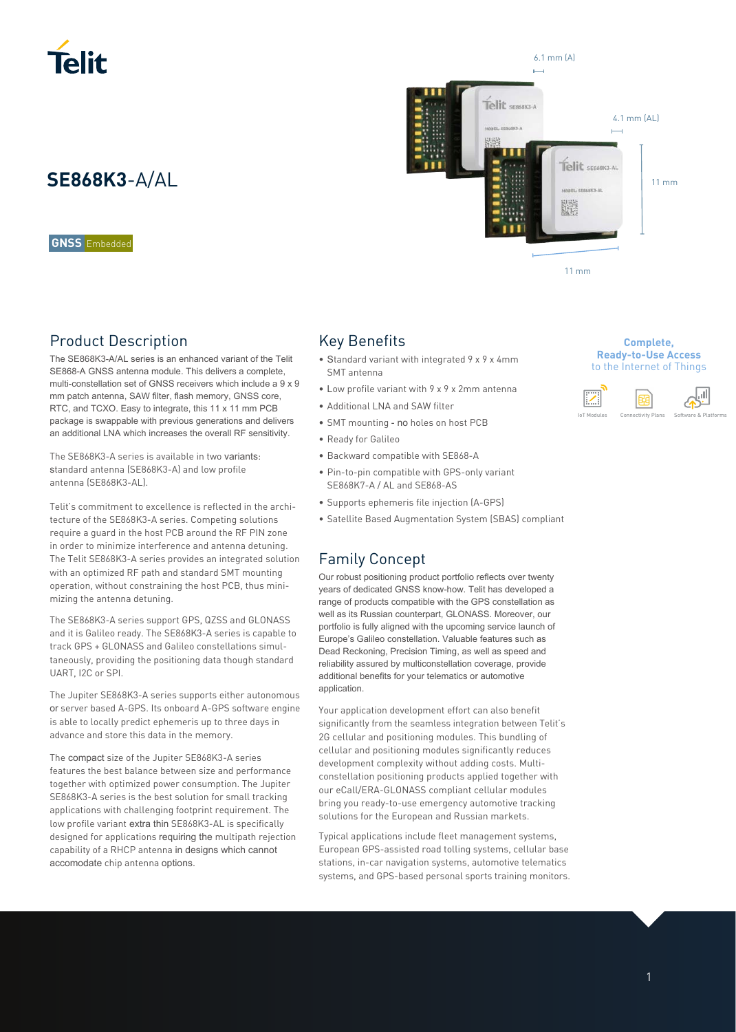# SE868K3-A/AL

GNSS Embedded

6.1 mm (A)

4.1 mm (AL)

11 mm

11 mm

## Product Description

The SE868K3-A/AL series is an enhanced variant of the Telit SE868-A GNSS antenna module. This delivers a complete, multi-constellation set of GNSS receivers which include a 9 x 9 mm patch antenna, SAW filter, flash memory, GNSS core, RTC, and TCXO. Easy to integrate, this 11 x 11 mm PCB package is swappable with previous generations and delivers an additional LNA which increases the overall RF sensitivity.

The SE868K3-A series is available in two variants: standard antenna (SE868K3-A) and low profile antenna (SE868K3-AL).

Telit's commitment to excellence is reflected in the architecture of the SE868K3-A series. Competing solutions require a guard in the host PCB around the RF PIN zone in order to minimize interference and antenna detuning. The Telit SE868K3-A series provides an integrated solution with an optimized RF path and standard SMT mounting operation, without constraining the host PCB, thus minimizing the antenna detuning.

The SE868K3-A series support GPS, QZSS and GLONASS and it is Galileo ready. The SE868K3-A series is capable to track GPS + GLONASS and Galileo constellations simultaneously, providing the positioning data though standard UART, I2C or SPI.

The Jupiter SE868K3-A series supports either autonomous or server based A-GPS. Its onboard A-GPS software engine is able to locally predict ephemeris up to three days in advance and store this data in the memory.

The compact size of the Jupiter SE868K3-A series features the best balance between size and performance together with optimized power consumption. The Jupiter SE868K3-A series is the best solution for small tracking applications with challenging footprint requirement. The low profile variant extra thin SE868K3-AL is specifically designed for applications requiring the multipath rejection capability of a RHCP antenna in designs which cannot accomodate chip antenna options.

## Key Benefits

- Standard variant with integrated 9 x 9 x 4mm SMT antenna
- Low profile variant with 9 x 9 x 2mm antenna
- Additional LNA and SAW filter
- SMT mounting - no holes on host PCB
- Ready for Galileo
- Backward compatible with SE868-A
- Pin-to-pin compatible with GPS-only variant SE868K7-A / AL and SE868-AS
- Supports ephemeris file injection (A-GPS)
- Satellite Based Augmentation System (SBAS) compliant

**Complete, Ready-to-Use Access** to the Internet of Things

IoT Modules | Connectivity Plans | Software & Platforms

## Family Concept

Our robust positioning product portfolio reflects over twenty years of dedicated GNSS know-how. Telit has developed a range of products compatible with the GPS constellation as well as its Russian counterpart, GLONASS. Moreover, our portfolio is fully aligned with the upcoming service launch of Europe's Galileo constellation. Valuable features such as Dead Reckoning, Precision Timing, as well as speed and reliability assured by multiconstellation coverage, provide additional benefits for your telematics or automotive application.

Your application development effort can also benefit significantly from the seamless integration between Telit's 2G cellular and positioning modules. This bundling of cellular and positioning modules significantly reduces development complexity without adding costs. Multi-constellation positioning products applied together with our eCall/ERA-GLONASS compliant cellular modules bring you ready-to-use emergency automotive tracking solutions for the European and Russian markets.

Typical applications include fleet management systems, European GPS-assisted road tolling systems, cellular base stations, in-car navigation systems, automotive telematics systems, and GPS-based personal sports training monitors.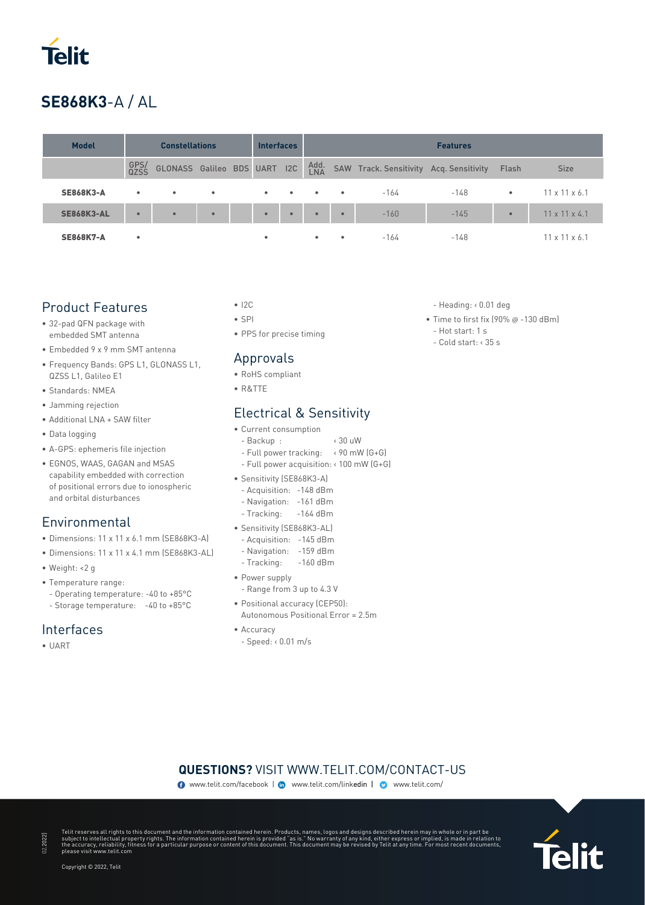# SE868K3-A / AL

| Model | Constellations | | | | Interfaces | | Features | | | | | |
|---|---|---|---|---|---|---|---|---|---|---|---|---|
| | GPS/ QZSS | GLONASS | Galileo | BDS | UART | I2C | Add. LNA | SAW | Track. Sensitivity | Acq. Sensitivity | Flash | Size |
| **SE868K3-A** | • | • | • | | • | • | • | • | -164 | -148 | • | 11 x 11 x 6.1 |
| **SE868K3-AL** | • | • | • | | • | • | • | • | -160 | -145 | • | 11 x 11 x 4.1 |
| **SE868K7-A** | • | | | | • | | • | • | -164 | -148 | | 11 x 11 x 6.1 |

## Product Features

- 32-pad QFN package with embedded SMT antenna
- Embedded 9 x 9 mm SMT antenna
- Frequency Bands: GPS L1, GLONASS L1, QZSS L1, Galileo E1
- Standards: NMEA
- Jamming rejection
- Additional LNA + SAW filter
- Data logging
- A-GPS: ephemeris file injection
- EGNOS, WAAS, GAGAN and MSAS capability embedded with correction of positional errors due to ionospheric and orbital disturbances

## Environmental

- Dimensions: 11 x 11 x 6.1 mm (SE868K3-A)
- Dimensions: 11 x 11 x 4.1 mm (SE868K3-AL)
- Weight: <2 g
- Temperature range:
  - Operating temperature: -40 to +85°C
  - Storage temperature: -40 to +85°C

## Interfaces

- UART
- I2C
- SPI
- PPS for precise timing

## Approvals

- RoHS compliant
- R&TTE

## Electrical & Sensitivity

- Current consumption
  - Backup : ‹ 30 uW
  - Full power tracking: ‹ 90 mW (G+G)
  - Full power acquisition: ‹ 100 mW (G+G)
- Sensitivity (SE868K3-A)
  - Acquisition: -148 dBm
  - Navigation: -161 dBm
  - Tracking: -164 dBm
- Sensitivity (SE868K3-AL)
  - Acquisition: -145 dBm
  - Navigation: -159 dBm
  - Tracking: -160 dBm
- Power supply
  - Range from 3 up to 4.3 V
- Positional accuracy (CEP50): Autonomous Positional Error = 2.5m
- Accuracy
  - Speed: ‹ 0.01 m/s
  - Heading: ‹ 0.01 deg
- Time to first fix (90% @ -130 dBm)
  - Hot start: 1 s
  - Cold start: ‹ 35 s

**QUESTIONS?** VISIT WWW.TELIT.COM/CONTACT-US

www.telit.com/facebook | www.telit.com/linkedin | www.telit.com/

Telit reserves all rights to this document and the information contained herein. Products, names, logos and designs described herein may in whole or in part be subject to intellectual property rights. The information contained herein is provided "as is." No warranty of any kind, either express or implied, is made in relation to the accuracy, reliability, fitness for a particular purpose or content of this document. This document may be revised by Telit at any time. For most recent documents, please visit www.telit.com

Copyright © 2022, Telit